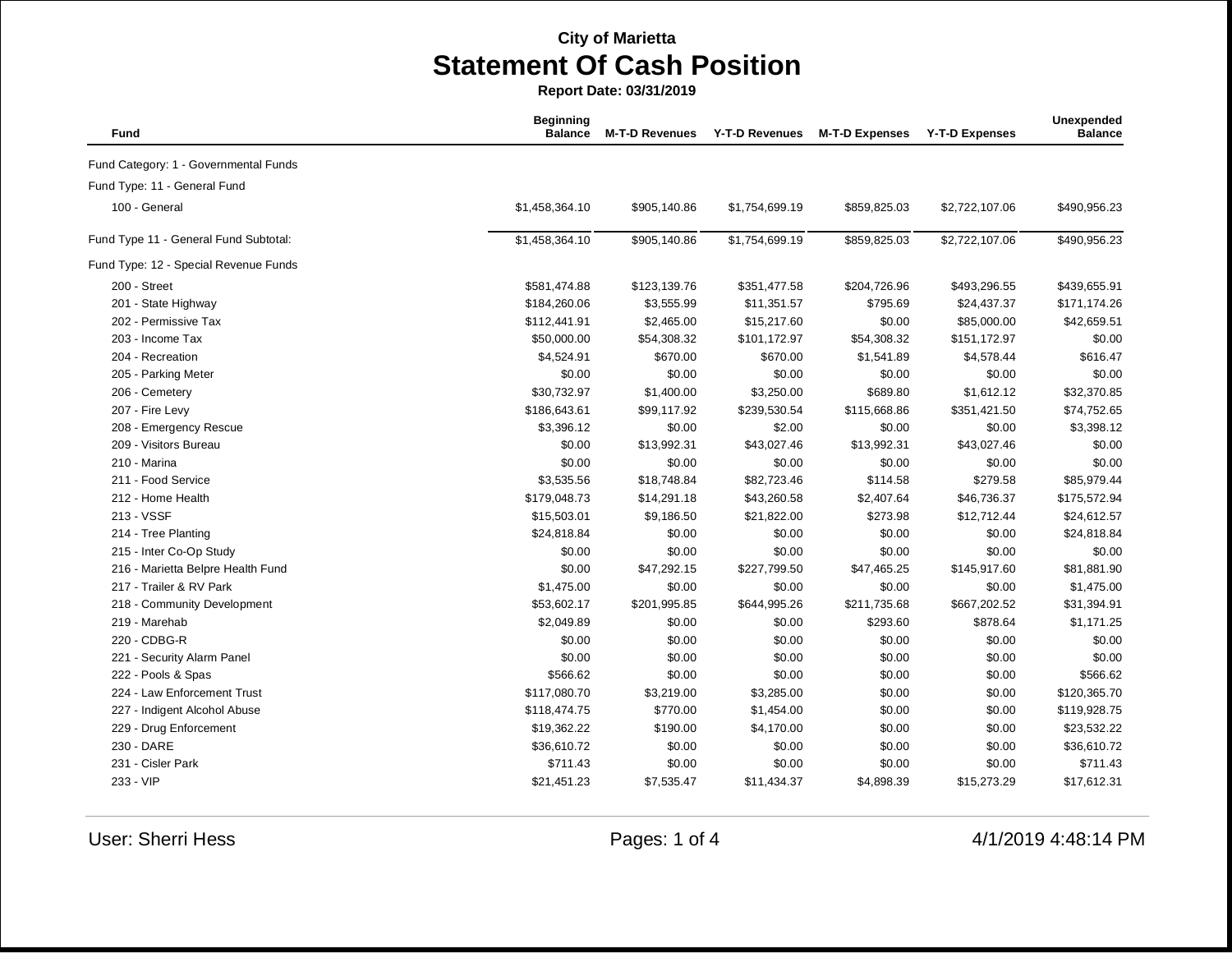City of Marietta

# Statement Of Cash Position

**Report Date: 03/31/2019**

| Fund | Beginning Balance | M-T-D Revenues | Y-T-D Revenues | M-T-D Expenses | Y-T-D Expenses | Unexpended Balance |
|---|---|---|---|---|---|---|
| Fund Category: 1 - Governmental Funds | | | | | | |
| Fund Type: 11 - General Fund | | | | | | |
| 100 - General | $1,458,364.10 | $905,140.86 | $1,754,699.19 | $859,825.03 | $2,722,107.06 | $490,956.23 |
| Fund Type 11 - General Fund Subtotal: | $1,458,364.10 | $905,140.86 | $1,754,699.19 | $859,825.03 | $2,722,107.06 | $490,956.23 |
| Fund Type: 12 - Special Revenue Funds | | | | | | |
| 200 - Street | $581,474.88 | $123,139.76 | $351,477.58 | $204,726.96 | $493,296.55 | $439,655.91 |
| 201 - State Highway | $184,260.06 | $3,555.99 | $11,351.57 | $795.69 | $24,437.37 | $171,174.26 |
| 202 - Permissive Tax | $112,441.91 | $2,465.00 | $15,217.60 | $0.00 | $85,000.00 | $42,659.51 |
| 203 - Income Tax | $50,000.00 | $54,308.32 | $101,172.97 | $54,308.32 | $151,172.97 | $0.00 |
| 204 - Recreation | $4,524.91 | $670.00 | $670.00 | $1,541.89 | $4,578.44 | $616.47 |
| 205 - Parking Meter | $0.00 | $0.00 | $0.00 | $0.00 | $0.00 | $0.00 |
| 206 - Cemetery | $30,732.97 | $1,400.00 | $3,250.00 | $689.80 | $1,612.12 | $32,370.85 |
| 207 - Fire Levy | $186,643.61 | $99,117.92 | $239,530.54 | $115,668.86 | $351,421.50 | $74,752.65 |
| 208 - Emergency Rescue | $3,396.12 | $0.00 | $2.00 | $0.00 | $0.00 | $3,398.12 |
| 209 - Visitors Bureau | $0.00 | $13,992.31 | $43,027.46 | $13,992.31 | $43,027.46 | $0.00 |
| 210 - Marina | $0.00 | $0.00 | $0.00 | $0.00 | $0.00 | $0.00 |
| 211 - Food Service | $3,535.56 | $18,748.84 | $82,723.46 | $114.58 | $279.58 | $85,979.44 |
| 212 - Home Health | $179,048.73 | $14,291.18 | $43,260.58 | $2,407.64 | $46,736.37 | $175,572.94 |
| 213 - VSSF | $15,503.01 | $9,186.50 | $21,822.00 | $273.98 | $12,712.44 | $24,612.57 |
| 214 - Tree Planting | $24,818.84 | $0.00 | $0.00 | $0.00 | $0.00 | $24,818.84 |
| 215 - Inter Co-Op Study | $0.00 | $0.00 | $0.00 | $0.00 | $0.00 | $0.00 |
| 216 - Marietta Belpre Health Fund | $0.00 | $47,292.15 | $227,799.50 | $47,465.25 | $145,917.60 | $81,881.90 |
| 217 - Trailer & RV Park | $1,475.00 | $0.00 | $0.00 | $0.00 | $0.00 | $1,475.00 |
| 218 - Community Development | $53,602.17 | $201,995.85 | $644,995.26 | $211,735.68 | $667,202.52 | $31,394.91 |
| 219 - Marehab | $2,049.89 | $0.00 | $0.00 | $293.60 | $878.64 | $1,171.25 |
| 220 - CDBG-R | $0.00 | $0.00 | $0.00 | $0.00 | $0.00 | $0.00 |
| 221 - Security Alarm Panel | $0.00 | $0.00 | $0.00 | $0.00 | $0.00 | $0.00 |
| 222 - Pools & Spas | $566.62 | $0.00 | $0.00 | $0.00 | $0.00 | $566.62 |
| 224 - Law Enforcement Trust | $117,080.70 | $3,219.00 | $3,285.00 | $0.00 | $0.00 | $120,365.70 |
| 227 - Indigent Alcohol Abuse | $118,474.75 | $770.00 | $1,454.00 | $0.00 | $0.00 | $119,928.75 |
| 229 - Drug Enforcement | $19,362.22 | $190.00 | $4,170.00 | $0.00 | $0.00 | $23,532.22 |
| 230 - DARE | $36,610.72 | $0.00 | $0.00 | $0.00 | $0.00 | $36,610.72 |
| 231 - Cisler Park | $711.43 | $0.00 | $0.00 | $0.00 | $0.00 | $711.43 |
| 233 - VIP | $21,451.23 | $7,535.47 | $11,434.37 | $4,898.39 | $15,273.29 | $17,612.31 |

User: Sherri Hess

4/1/2019 4:48:14 PM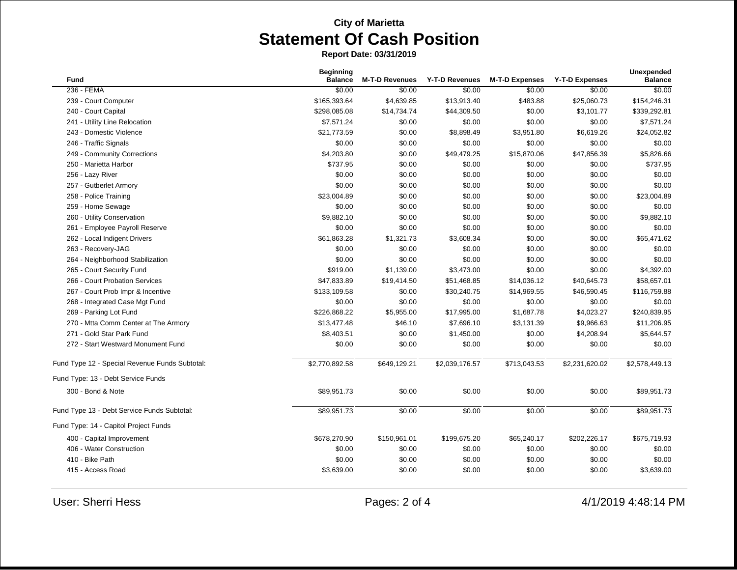**City of Marietta**

# Statement Of Cash Position

**Report Date: 03/31/2019**

| Fund | Beginning Balance | M-T-D Revenues | Y-T-D Revenues | M-T-D Expenses | Y-T-D Expenses | Unexpended Balance |
|---|---|---|---|---|---|---|
| 236 - FEMA | $0.00 | $0.00 | $0.00 | $0.00 | $0.00 | $0.00 |
| 239 - Court Computer | $165,393.64 | $4,639.85 | $13,913.40 | $483.88 | $25,060.73 | $154,246.31 |
| 240 - Court Capital | $298,085.08 | $14,734.74 | $44,309.50 | $0.00 | $3,101.77 | $339,292.81 |
| 241 - Utility Line Relocation | $7,571.24 | $0.00 | $0.00 | $0.00 | $0.00 | $7,571.24 |
| 243 - Domestic Violence | $21,773.59 | $0.00 | $8,898.49 | $3,951.80 | $6,619.26 | $24,052.82 |
| 246 - Traffic Signals | $0.00 | $0.00 | $0.00 | $0.00 | $0.00 | $0.00 |
| 249 - Community Corrections | $4,203.80 | $0.00 | $49,479.25 | $15,870.06 | $47,856.39 | $5,826.66 |
| 250 - Marietta Harbor | $737.95 | $0.00 | $0.00 | $0.00 | $0.00 | $737.95 |
| 256 - Lazy River | $0.00 | $0.00 | $0.00 | $0.00 | $0.00 | $0.00 |
| 257 - Gutberlet Armory | $0.00 | $0.00 | $0.00 | $0.00 | $0.00 | $0.00 |
| 258 - Police Training | $23,004.89 | $0.00 | $0.00 | $0.00 | $0.00 | $23,004.89 |
| 259 - Home Sewage | $0.00 | $0.00 | $0.00 | $0.00 | $0.00 | $0.00 |
| 260 - Utility Conservation | $9,882.10 | $0.00 | $0.00 | $0.00 | $0.00 | $9,882.10 |
| 261 - Employee Payroll Reserve | $0.00 | $0.00 | $0.00 | $0.00 | $0.00 | $0.00 |
| 262 - Local Indigent Drivers | $61,863.28 | $1,321.73 | $3,608.34 | $0.00 | $0.00 | $65,471.62 |
| 263 - Recovery-JAG | $0.00 | $0.00 | $0.00 | $0.00 | $0.00 | $0.00 |
| 264 - Neighborhood Stabilization | $0.00 | $0.00 | $0.00 | $0.00 | $0.00 | $0.00 |
| 265 - Court Security Fund | $919.00 | $1,139.00 | $3,473.00 | $0.00 | $0.00 | $4,392.00 |
| 266 - Court Probation Services | $47,833.89 | $19,414.50 | $51,468.85 | $14,036.12 | $40,645.73 | $58,657.01 |
| 267 - Court Prob Impr & Incentive | $133,109.58 | $0.00 | $30,240.75 | $14,969.55 | $46,590.45 | $116,759.88 |
| 268 - Integrated Case Mgt Fund | $0.00 | $0.00 | $0.00 | $0.00 | $0.00 | $0.00 |
| 269 - Parking Lot Fund | $226,868.22 | $5,955.00 | $17,995.00 | $1,687.78 | $4,023.27 | $240,839.95 |
| 270 - Mtta Comm Center at The Armory | $13,477.48 | $46.10 | $7,696.10 | $3,131.39 | $9,966.63 | $11,206.95 |
| 271 - Gold Star Park Fund | $8,403.51 | $0.00 | $1,450.00 | $0.00 | $4,208.94 | $5,644.57 |
| 272 - Start Westward Monument Fund | $0.00 | $0.00 | $0.00 | $0.00 | $0.00 | $0.00 |
| Fund Type 12 - Special Revenue Funds Subtotal: | $2,770,892.58 | $649,129.21 | $2,039,176.57 | $713,043.53 | $2,231,620.02 | $2,578,449.13 |
| Fund Type: 13 - Debt Service Funds | | | | | | |
| 300 - Bond & Note | $89,951.73 | $0.00 | $0.00 | $0.00 | $0.00 | $89,951.73 |
| Fund Type 13 - Debt Service Funds Subtotal: | $89,951.73 | $0.00 | $0.00 | $0.00 | $0.00 | $89,951.73 |
| Fund Type: 14 - Capitol Project Funds | | | | | | |
| 400 - Capital Improvement | $678,270.90 | $150,961.01 | $199,675.20 | $65,240.17 | $202,226.17 | $675,719.93 |
| 406 - Water Construction | $0.00 | $0.00 | $0.00 | $0.00 | $0.00 | $0.00 |
| 410 - Bike Path | $0.00 | $0.00 | $0.00 | $0.00 | $0.00 | $0.00 |
| 415 - Access Road | $3,639.00 | $0.00 | $0.00 | $0.00 | $0.00 | $3,639.00 |

User: Sherri Hess

4/1/2019 4:48:14 PM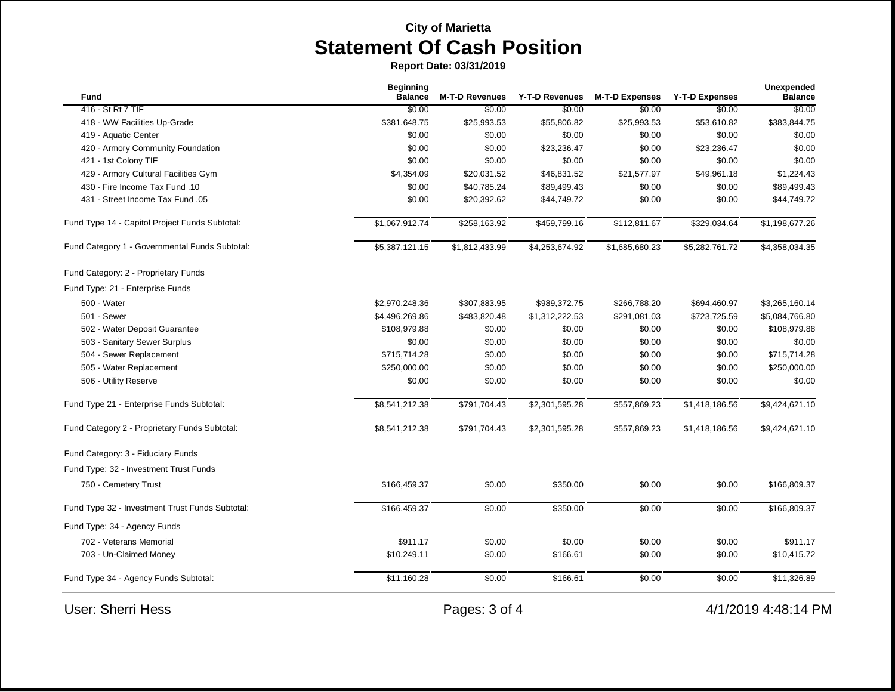**City of Marietta**

# Statement Of Cash Position

**Report Date: 03/31/2019**

| Fund | Beginning Balance | M-T-D Revenues | Y-T-D Revenues | M-T-D Expenses | Y-T-D Expenses | Unexpended Balance |
|---|---|---|---|---|---|---|
| 416 - St Rt 7 TIF | $0.00 | $0.00 | $0.00 | $0.00 | $0.00 | $0.00 |
| 418 - WW Facilities Up-Grade | $381,648.75 | $25,993.53 | $55,806.82 | $25,993.53 | $53,610.82 | $383,844.75 |
| 419 - Aquatic Center | $0.00 | $0.00 | $0.00 | $0.00 | $0.00 | $0.00 |
| 420 - Armory Community Foundation | $0.00 | $0.00 | $23,236.47 | $0.00 | $23,236.47 | $0.00 |
| 421 - 1st Colony TIF | $0.00 | $0.00 | $0.00 | $0.00 | $0.00 | $0.00 |
| 429 - Armory Cultural Facilities Gym | $4,354.09 | $20,031.52 | $46,831.52 | $21,577.97 | $49,961.18 | $1,224.43 |
| 430 - Fire Income Tax Fund .10 | $0.00 | $40,785.24 | $89,499.43 | $0.00 | $0.00 | $89,499.43 |
| 431 - Street Income Tax Fund .05 | $0.00 | $20,392.62 | $44,749.72 | $0.00 | $0.00 | $44,749.72 |
| Fund Type 14 - Capitol Project Funds Subtotal: | $1,067,912.74 | $258,163.92 | $459,799.16 | $112,811.67 | $329,034.64 | $1,198,677.26 |
| Fund Category 1 - Governmental Funds Subtotal: | $5,387,121.15 | $1,812,433.99 | $4,253,674.92 | $1,685,680.23 | $5,282,761.72 | $4,358,034.35 |
| Fund Category: 2 - Proprietary Funds | | | | | | |
| Fund Type: 21 - Enterprise Funds | | | | | | |
| 500 - Water | $2,970,248.36 | $307,883.95 | $989,372.75 | $266,788.20 | $694,460.97 | $3,265,160.14 |
| 501 - Sewer | $4,496,269.86 | $483,820.48 | $1,312,222.53 | $291,081.03 | $723,725.59 | $5,084,766.80 |
| 502 - Water Deposit Guarantee | $108,979.88 | $0.00 | $0.00 | $0.00 | $0.00 | $108,979.88 |
| 503 - Sanitary Sewer Surplus | $0.00 | $0.00 | $0.00 | $0.00 | $0.00 | $0.00 |
| 504 - Sewer Replacement | $715,714.28 | $0.00 | $0.00 | $0.00 | $0.00 | $715,714.28 |
| 505 - Water Replacement | $250,000.00 | $0.00 | $0.00 | $0.00 | $0.00 | $250,000.00 |
| 506 - Utility Reserve | $0.00 | $0.00 | $0.00 | $0.00 | $0.00 | $0.00 |
| Fund Type 21 - Enterprise Funds Subtotal: | $8,541,212.38 | $791,704.43 | $2,301,595.28 | $557,869.23 | $1,418,186.56 | $9,424,621.10 |
| Fund Category 2 - Proprietary Funds Subtotal: | $8,541,212.38 | $791,704.43 | $2,301,595.28 | $557,869.23 | $1,418,186.56 | $9,424,621.10 |
| Fund Category: 3 - Fiduciary Funds | | | | | | |
| Fund Type: 32 - Investment Trust Funds | | | | | | |
| 750 - Cemetery Trust | $166,459.37 | $0.00 | $350.00 | $0.00 | $0.00 | $166,809.37 |
| Fund Type 32 - Investment Trust Funds Subtotal: | $166,459.37 | $0.00 | $350.00 | $0.00 | $0.00 | $166,809.37 |
| Fund Type: 34 - Agency Funds | | | | | | |
| 702 - Veterans Memorial | $911.17 | $0.00 | $0.00 | $0.00 | $0.00 | $911.17 |
| 703 - Un-Claimed Money | $10,249.11 | $0.00 | $166.61 | $0.00 | $0.00 | $10,415.72 |
| Fund Type 34 - Agency Funds Subtotal: | $11,160.28 | $0.00 | $166.61 | $0.00 | $0.00 | $11,326.89 |

User: Sherri Hess | 4/1/2019 4:48:14 PM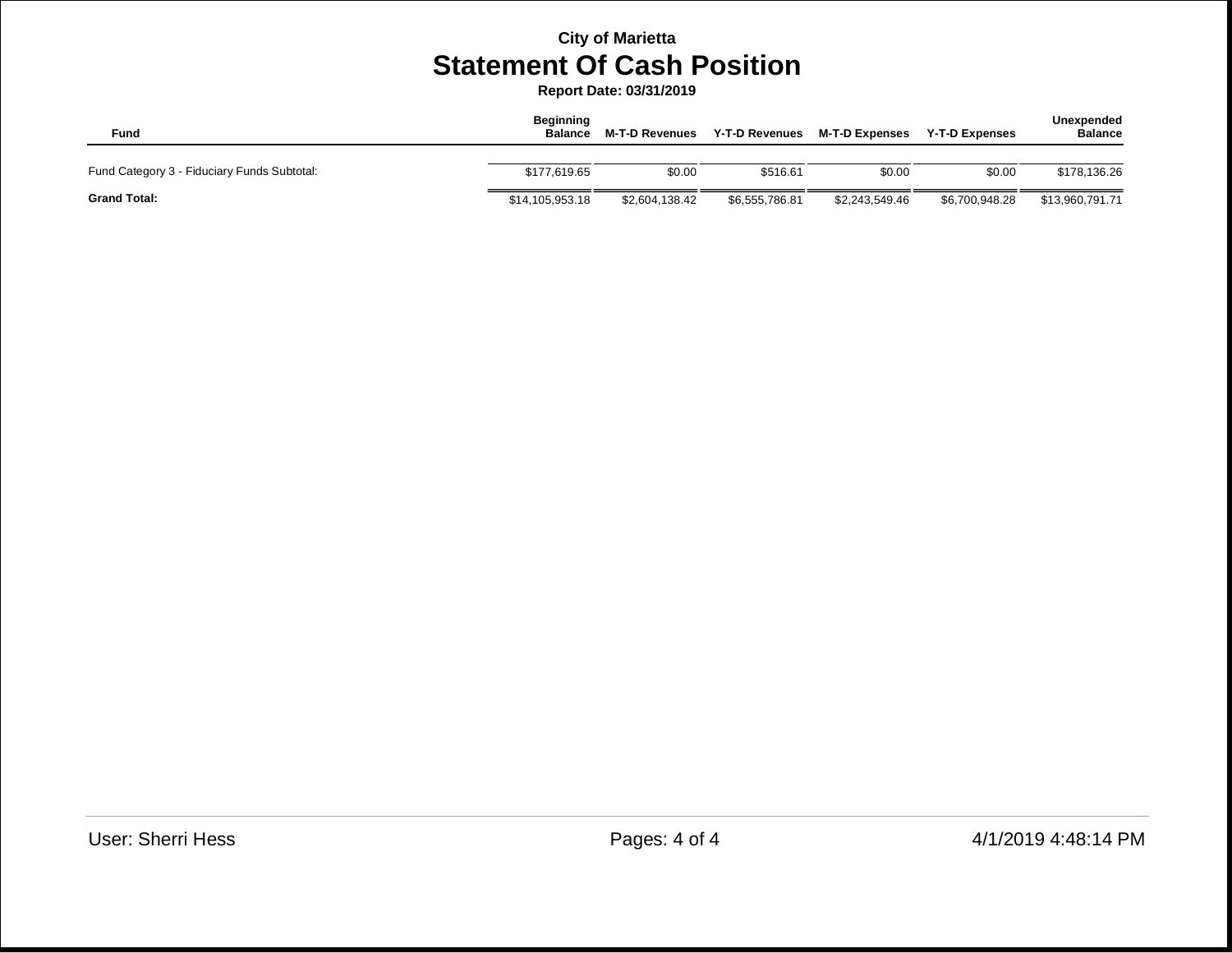**City of Marietta**

# Statement Of Cash Position

**Report Date: 03/31/2019**

| Fund | Beginning Balance | M-T-D Revenues | Y-T-D Revenues | M-T-D Expenses | Y-T-D Expenses | Unexpended Balance |
|---|---|---|---|---|---|---|
| Fund Category 3 - Fiduciary Funds Subtotal: | $177,619.65 | $0.00 | $516.61 | $0.00 | $0.00 | $178,136.26 |
| **Grand Total:** | $14,105,953.18 | $2,604,138.42 | $6,555,786.81 | $2,243,549.46 | $6,700,948.28 | $13,960,791.71 |

User: Sherri Hess

4/1/2019 4:48:14 PM